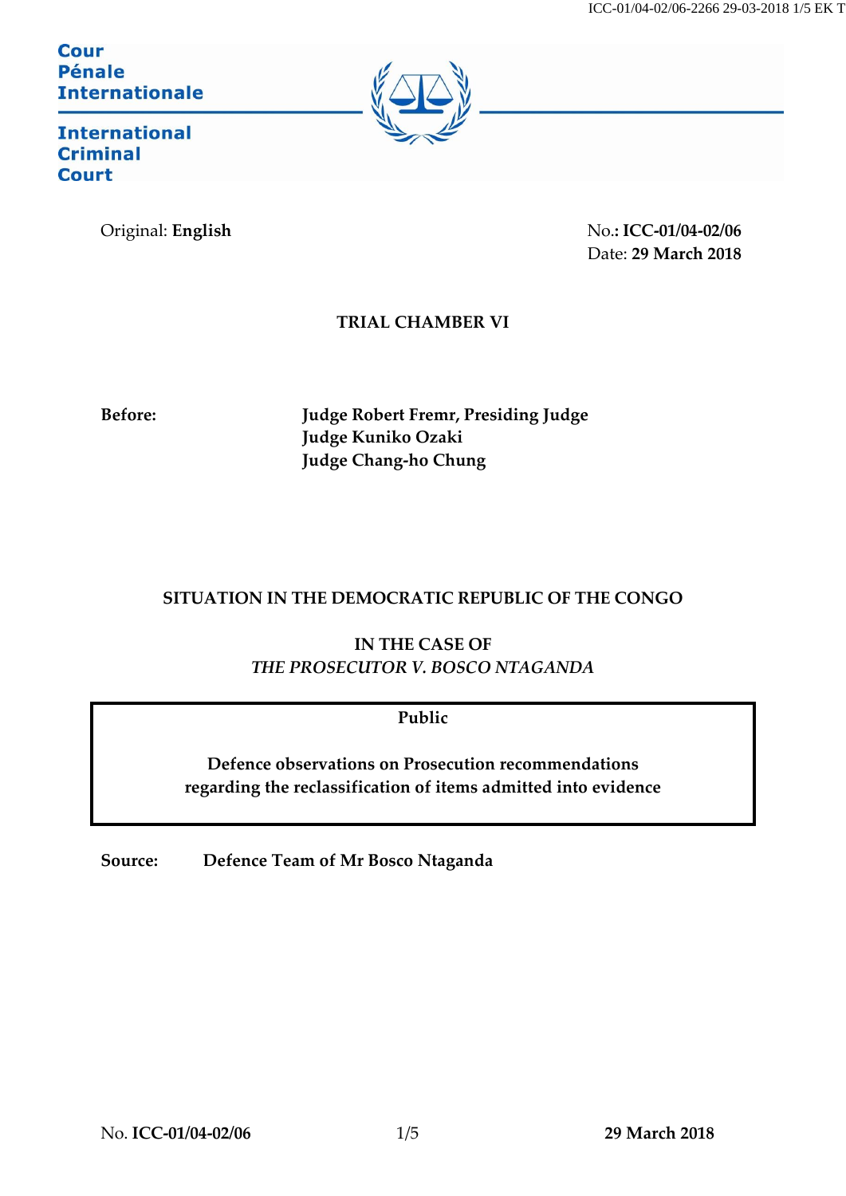Cour Pénale Internationale

International Criminal Court

Original: **English**

No.**: ICC-01/04-02/06**
Date: **29 March 2018**

**TRIAL CHAMBER VI**

**Before:** **Judge Robert Fremr, Presiding Judge**
**Judge Kuniko Ozaki**
**Judge Chang-ho Chung**

**SITUATION IN THE DEMOCRATIC REPUBLIC OF THE CONGO**

**IN THE CASE OF**
***THE PROSECUTOR V. BOSCO NTAGANDA***

**Public**

**Defence observations on Prosecution recommendations regarding the reclassification of items admitted into evidence**

**Source:** **Defence Team of Mr Bosco Ntaganda**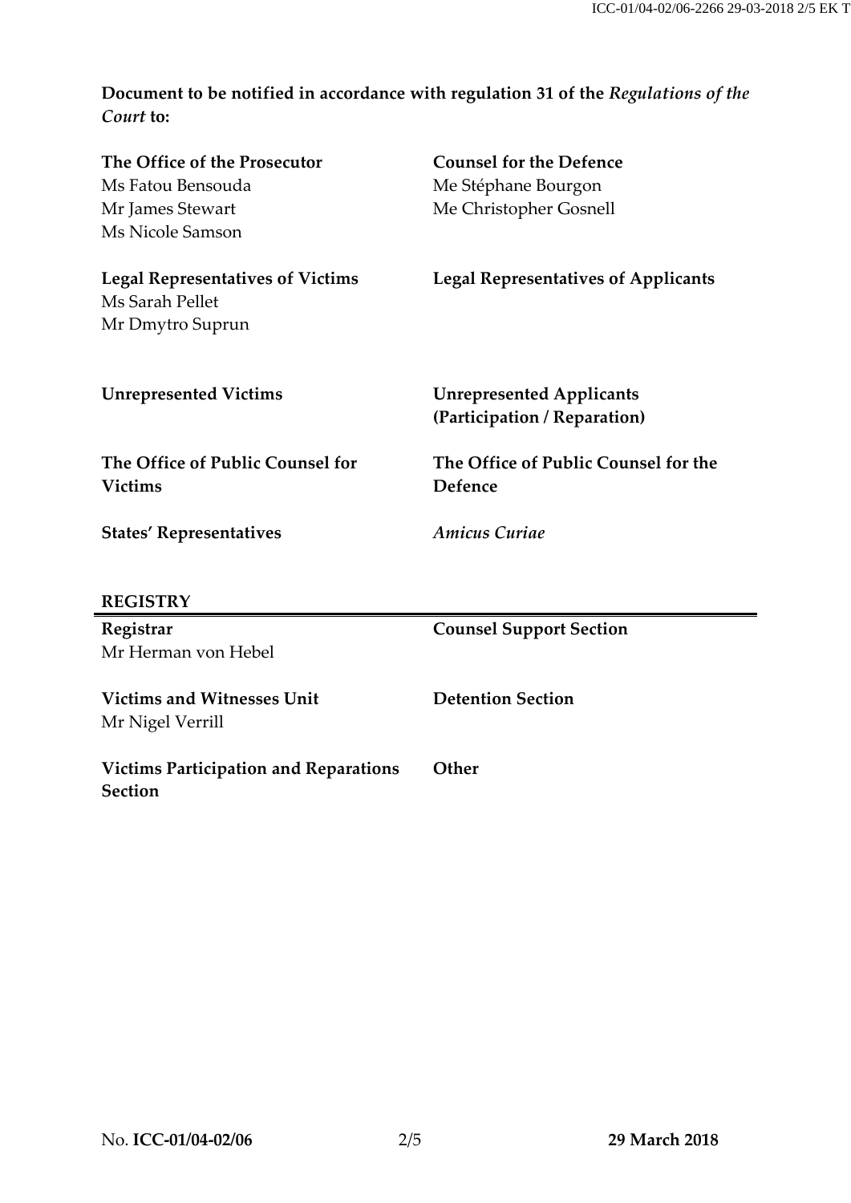**Document to be notified in accordance with regulation 31 of the *Regulations of the Court* to:**

| | |
|---|---|
| **The Office of the Prosecutor**<br>Ms Fatou Bensouda<br>Mr James Stewart<br>Ms Nicole Samson | **Counsel for the Defence**<br>Me Stéphane Bourgon<br>Me Christopher Gosnell |
| **Legal Representatives of Victims**<br>Ms Sarah Pellet<br>Mr Dmytro Suprun | **Legal Representatives of Applicants** |
| **Unrepresented Victims** | **Unrepresented Applicants (Participation / Reparation)** |
| **The Office of Public Counsel for Victims** | **The Office of Public Counsel for the Defence** |
| **States' Representatives** | ***Amicus Curiae*** |

**REGISTRY**

| | |
|---|---|
| **Registrar**<br>Mr Herman von Hebel | **Counsel Support Section** |
| **Victims and Witnesses Unit**<br>Mr Nigel Verrill | **Detention Section** |
| **Victims Participation and Reparations Section** | **Other** |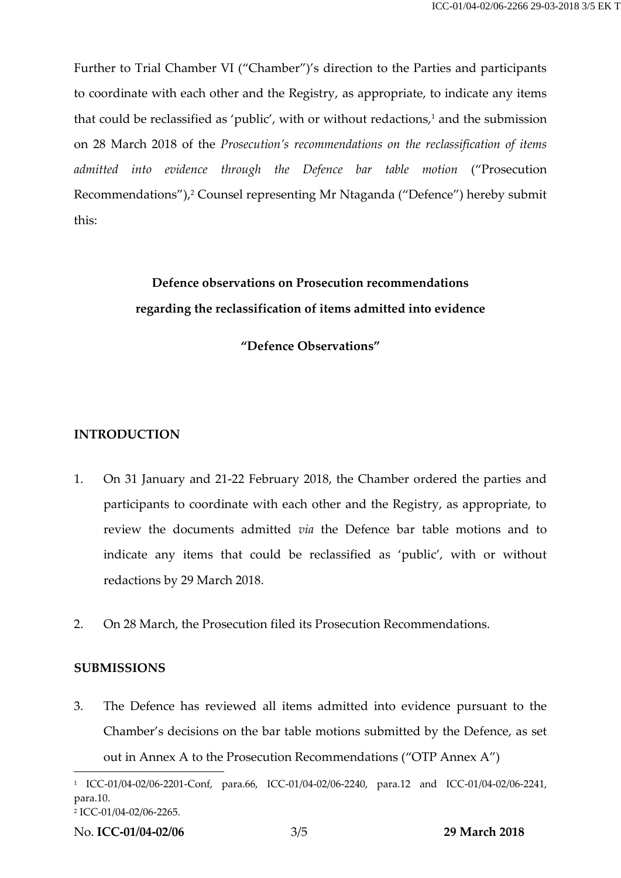Further to Trial Chamber VI ("Chamber")'s direction to the Parties and participants to coordinate with each other and the Registry, as appropriate, to indicate any items that could be reclassified as 'public', with or without redactions,[1] and the submission on 28 March 2018 of the *Prosecution's recommendations on the reclassification of items admitted into evidence through the Defence bar table motion* ("Prosecution Recommendations"),[2] Counsel representing Mr Ntaganda ("Defence") hereby submit this:

**Defence observations on Prosecution recommendations regarding the reclassification of items admitted into evidence**

**"Defence Observations"**

## INTRODUCTION

1. On 31 January and 21-22 February 2018, the Chamber ordered the parties and participants to coordinate with each other and the Registry, as appropriate, to review the documents admitted *via* the Defence bar table motions and to indicate any items that could be reclassified as 'public', with or without redactions by 29 March 2018.

2. On 28 March, the Prosecution filed its Prosecution Recommendations.

## SUBMISSIONS

3. The Defence has reviewed all items admitted into evidence pursuant to the Chamber's decisions on the bar table motions submitted by the Defence, as set out in Annex A to the Prosecution Recommendations ("OTP Annex A")

---

[1] ICC-01/04-02/06-2201-Conf, para.66, ICC-01/04-02/06-2240, para.12 and ICC-01/04-02/06-2241, para.10.

[2] ICC-01/04-02/06-2265.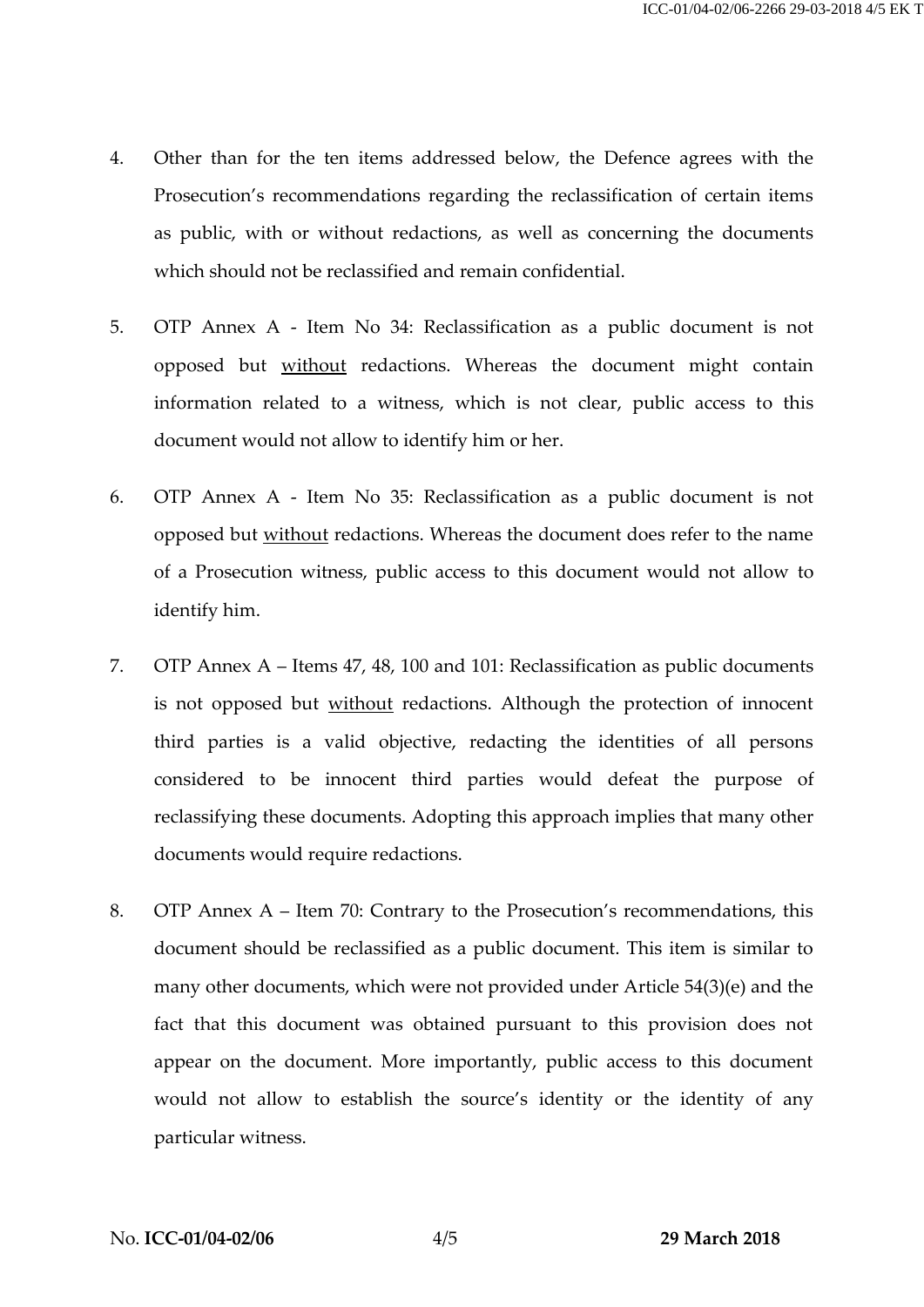4. Other than for the ten items addressed below, the Defence agrees with the Prosecution's recommendations regarding the reclassification of certain items as public, with or without redactions, as well as concerning the documents which should not be reclassified and remain confidential.

5. OTP Annex A - Item No 34: Reclassification as a public document is not opposed but <u>without</u> redactions. Whereas the document might contain information related to a witness, which is not clear, public access to this document would not allow to identify him or her.

6. OTP Annex A - Item No 35: Reclassification as a public document is not opposed but <u>without</u> redactions. Whereas the document does refer to the name of a Prosecution witness, public access to this document would not allow to identify him.

7. OTP Annex A – Items 47, 48, 100 and 101: Reclassification as public documents is not opposed but <u>without</u> redactions. Although the protection of innocent third parties is a valid objective, redacting the identities of all persons considered to be innocent third parties would defeat the purpose of reclassifying these documents. Adopting this approach implies that many other documents would require redactions.

8. OTP Annex A – Item 70: Contrary to the Prosecution's recommendations, this document should be reclassified as a public document. This item is similar to many other documents, which were not provided under Article 54(3)(e) and the fact that this document was obtained pursuant to this provision does not appear on the document. More importantly, public access to this document would not allow to establish the source's identity or the identity of any particular witness.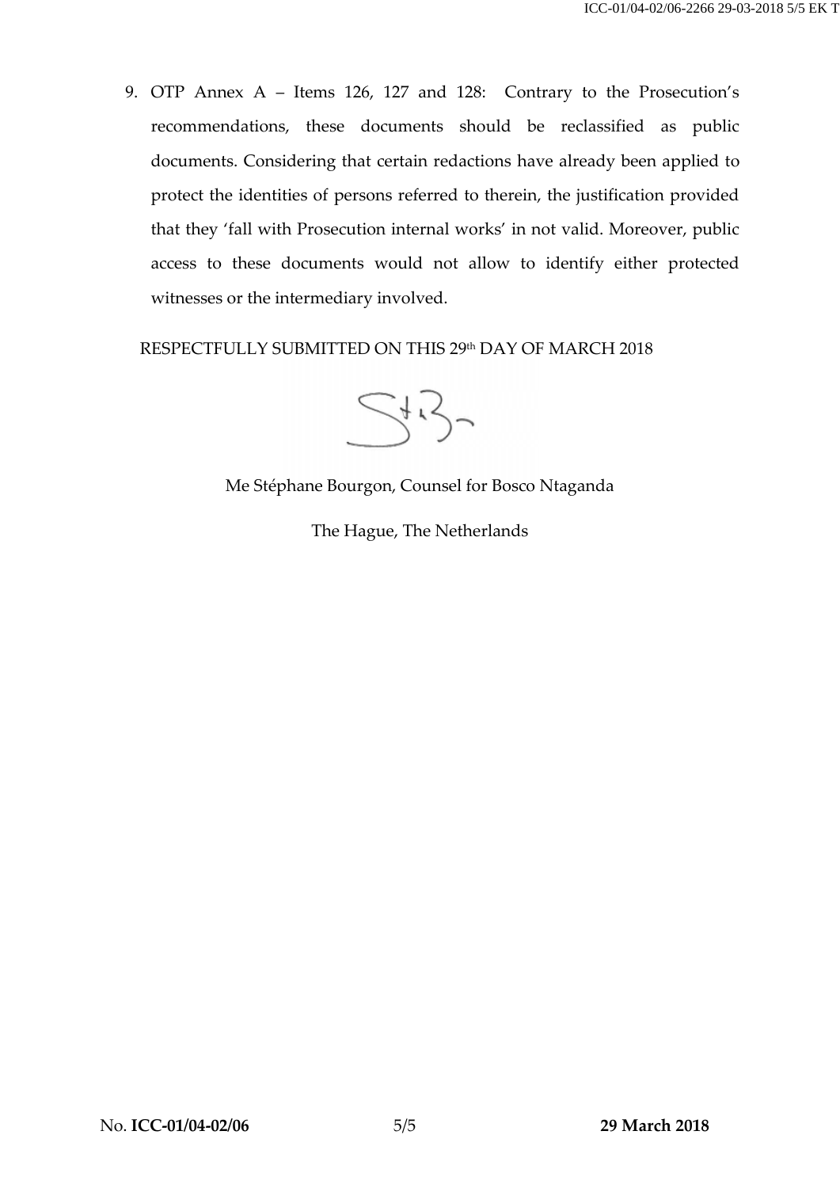9. OTP Annex A – Items 126, 127 and 128: Contrary to the Prosecution's recommendations, these documents should be reclassified as public documents. Considering that certain redactions have already been applied to protect the identities of persons referred to therein, the justification provided that they 'fall with Prosecution internal works' in not valid. Moreover, public access to these documents would not allow to identify either protected witnesses or the intermediary involved.

RESPECTFULLY SUBMITTED ON THIS 29th DAY OF MARCH 2018

Me Stéphane Bourgon, Counsel for Bosco Ntaganda

The Hague, The Netherlands